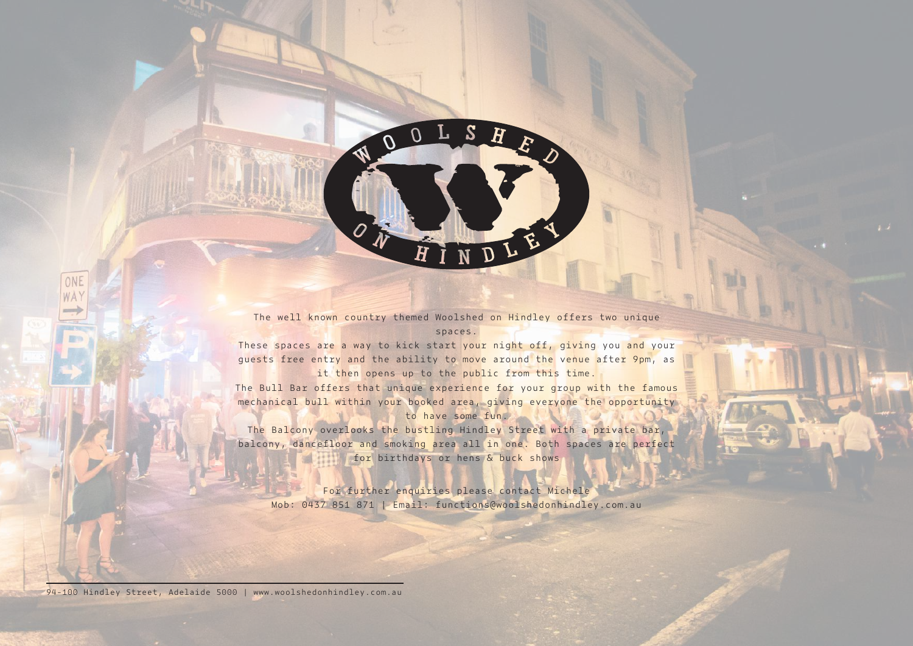# WOOLSHED ON HINDLEY

The well known country themed Woolshed on Hindley offers two unique spaces.

These spaces are a way to kick start your night off, giving you and your guests free entry and the ability to move around the venue after 9pm, as it then opens up to the public from this time.

The Bull Bar offers that unique experience for your group with the famous mechanical bull within your booked area, giving everyone the opportunity to have some fun.

The Balcony overlooks the bustling Hindley Street with a private bar, balcony, dancefloor and smoking area all in one. Both spaces are perfect for birthdays or hens & buck shows

For further enquiries please contact Michele
Mob: 0437 851 871 | Email: functions@woolshedonhindley.com.au

94-100 Hindley Street, Adelaide 5000 | www.woolshedonhindley.com.au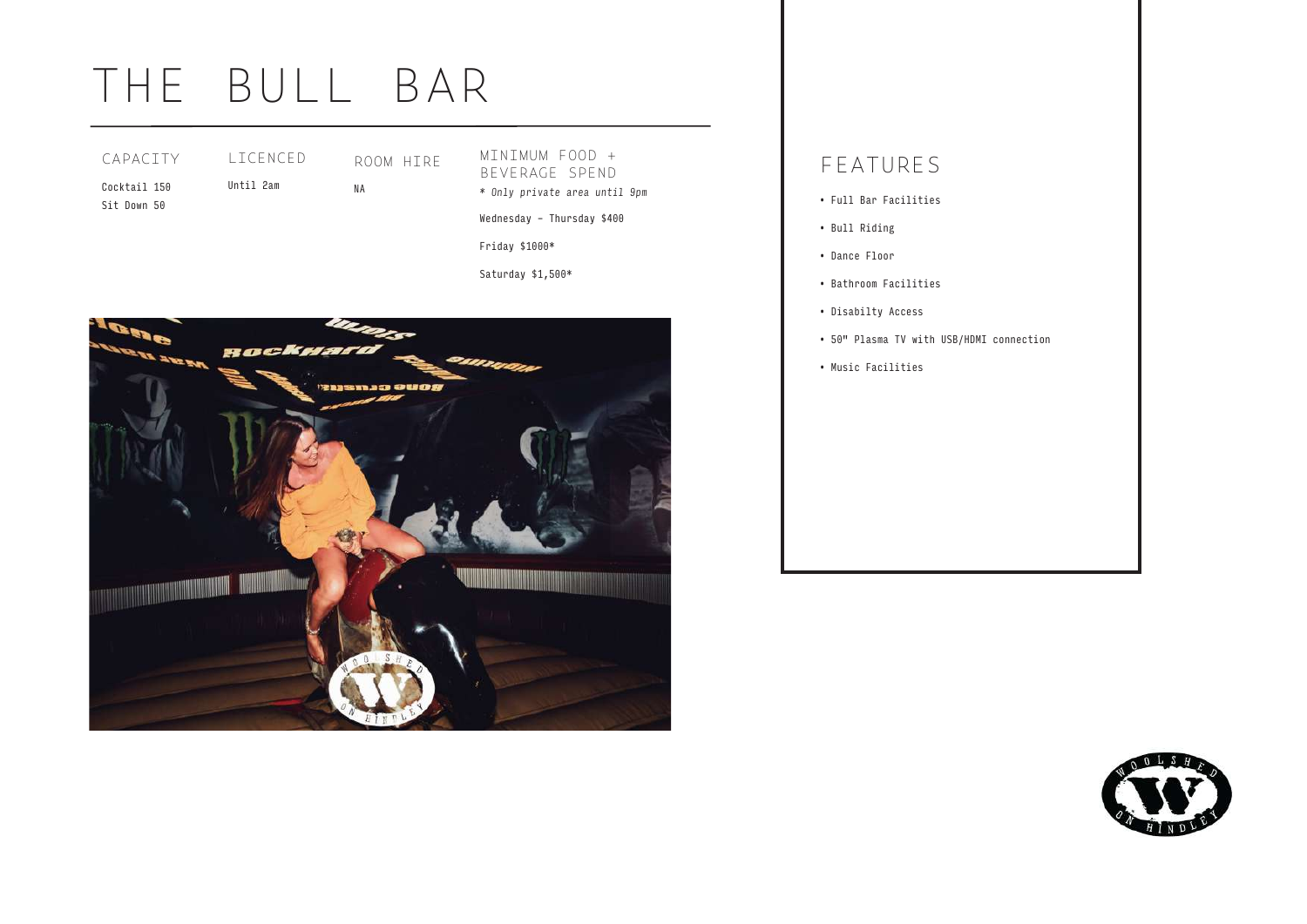# THE BULL BAR

| CAPACITY | LICENCED | ROOM HIRE | MINIMUM FOOD + BEVERAGE SPEND |
|---|---|---|---|
| Cocktail 150<br>Sit Down 50 | Until 2am | NA | *\* Only private area until 9pm*<br>Wednesday – Thursday $400<br>Friday $1000*<br>Saturday $1,500* |

## FEATURES

- Full Bar Facilities
- Bull Riding
- Dance Floor
- Bathroom Facilities
- Disabilty Access
- 50" Plasma TV with USB/HDMI connection
- Music Facilities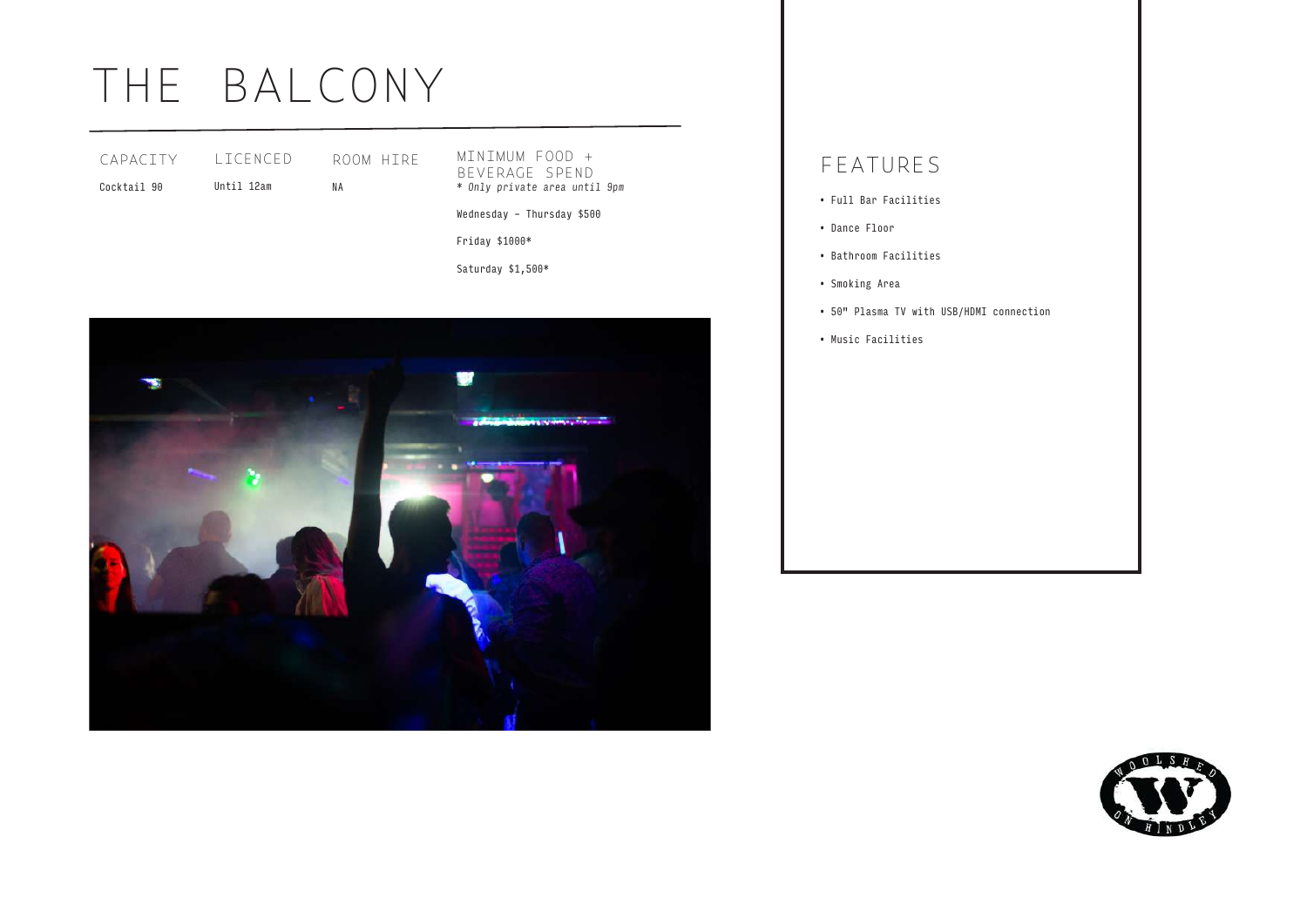# THE BALCONY

| CAPACITY | LICENCED | ROOM HIRE | MINIMUM FOOD + BEVERAGE SPEND |
| --- | --- | --- | --- |
| Cocktail 90 | Until 12am | NA | *\* Only private area until 9pm* |
| | | | Wednesday – Thursday $500 |
| | | | Friday $1000* |
| | | | Saturday $1,500* |

## FEATURES

- Full Bar Facilities
- Dance Floor
- Bathroom Facilities
- Smoking Area
- 50" Plasma TV with USB/HDMI connection
- Music Facilities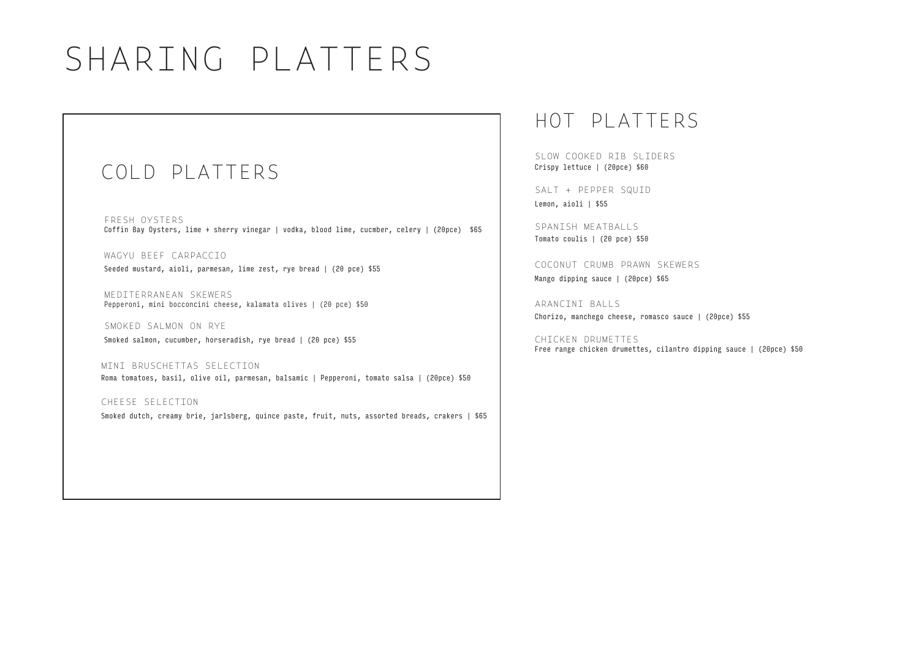# SHARING PLATTERS

## COLD PLATTERS

### FRESH OYSTERS
Coffin Bay Oysters, lime + sherry vinegar | vodka, blood lime, cucmber, celery | (20pce) $65

### WAGYU BEEF CARPACCIO
Seeded mustard, aioli, parmesan, lime zest, rye bread | (20 pce) $55

### MEDITERRANEAN SKEWERS
Pepperoni, mini bocconcini cheese, kalamata olives | (20 pce) $50

### SMOKED SALMON ON RYE
Smoked salmon, cucumber, horseradish, rye bread | (20 pce) $55

### MINI BRUSCHETTAS SELECTION
Roma tomatoes, basil, olive oil, parmesan, balsamic | Pepperoni, tomato salsa | (20pce) $50

### CHEESE SELECTION
Smoked dutch, creamy brie, jarlsberg, quince paste, fruit, nuts, assorted breads, crakers | $65

## HOT PLATTERS

### SLOW COOKED RIB SLIDERS
Crispy lettuce | (20pce) $60

### SALT + PEPPER SQUID
Lemon, aioli | $55

### SPANISH MEATBALLS
Tomato coulis | (20 pce) $50

### COCONUT CRUMB PRAWN SKEWERS
Mango dipping sauce | (20pce) $65

### ARANCINI BALLS
Chorizo, manchego cheese, romasco sauce | (20pce) $55

### CHICKEN DRUMETTES
Free range chicken drumettes, cilantro dipping sauce | (20pce) $50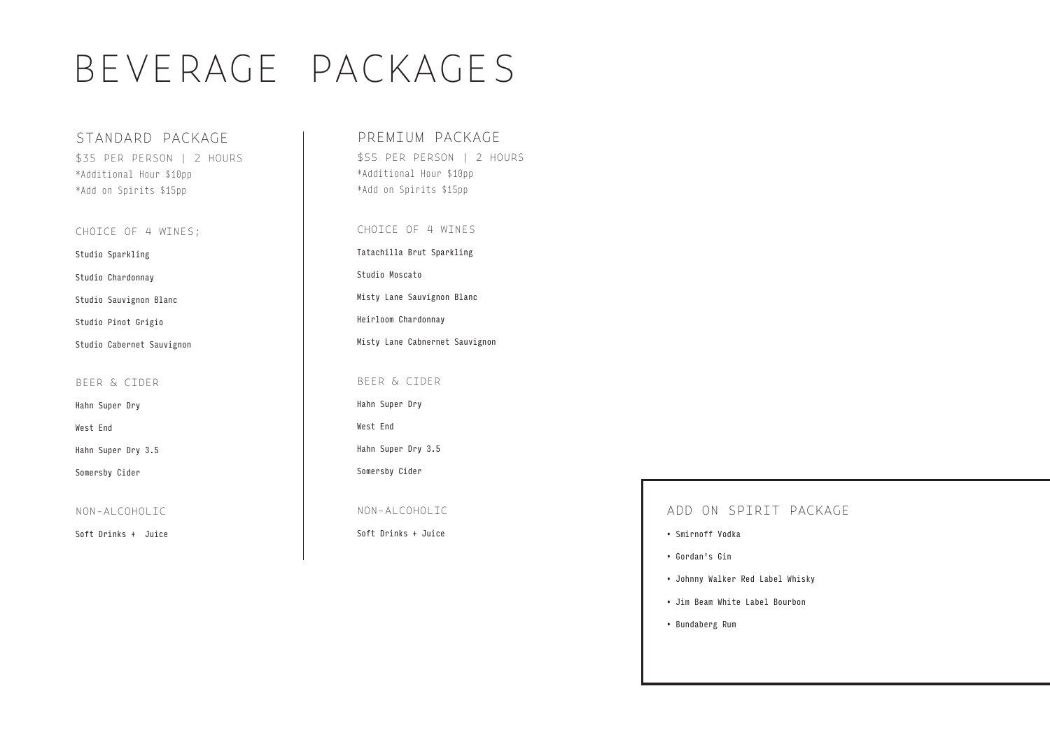# BEVERAGE PACKAGES

## STANDARD PACKAGE

$35 PER PERSON | 2 HOURS

*Additional Hour $10pp

*Add on Spirits $15pp

### CHOICE OF 4 WINES;

Studio Sparkling

Studio Chardonnay

Studio Sauvignon Blanc

Studio Pinot Grigio

Studio Cabernet Sauvignon

### BEER & CIDER

Hahn Super Dry

West End

Hahn Super Dry 3.5

Somersby Cider

### NON-ALCOHOLIC

Soft Drinks + Juice

## PREMIUM PACKAGE

$55 PER PERSON | 2 HOURS

*Additional Hour $10pp

*Add on Spirits $15pp

### CHOICE OF 4 WINES

Tatachilla Brut Sparkling

Studio Moscato

Misty Lane Sauvignon Blanc

Heirloom Chardonnay

Misty Lane Cabnernet Sauvignon

### BEER & CIDER

Hahn Super Dry

West End

Hahn Super Dry 3.5

Somersby Cider

### NON-ALCOHOLIC

Soft Drinks + Juice

## ADD ON SPIRIT PACKAGE

- Smirnoff Vodka
- Gordan's Gin
- Johnny Walker Red Label Whisky
- Jim Beam White Label Bourbon
- Bundaberg Rum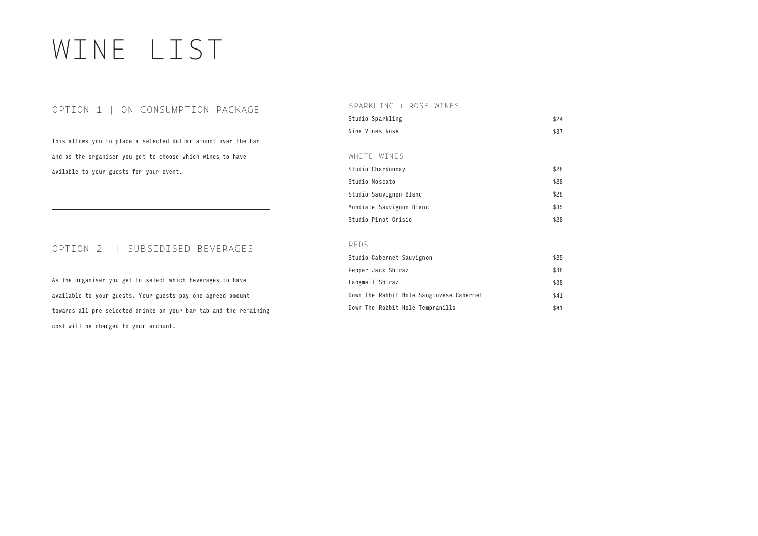# WINE LIST

## OPTION 1 | ON CONSUMPTION PACKAGE

This allows you to place a selected dollar amount over the bar and as the organiser you get to choose which wines to have avilable to your guests for your event.

---

## OPTION 2 | SUBSIDISED BEVERAGES

As the organiser you get to select which beverages to have available to your guests. Your guests pay one agreed amount towards all pre selected drinks on your bar tab and the remaining cost will be charged to your account.

### SPARKLING + ROSE WINES

| Wine | Price |
|---|---|
| Studio Sparkling | $24 |
| Nine Vines Rose | $37 |

### WHITE WINES

| Wine | Price |
|---|---|
| Studio Chardonnay | $28 |
| Studio Moscato | $28 |
| Studio Sauvignon Blanc | $28 |
| Mondiale Sauvignon Blanc | $35 |
| Studio Pinot Grisio | $28 |

### REDS

| Wine | Price |
|---|---|
| Studio Cabernet Sauvignon | $25 |
| Pepper Jack Shiraz | $38 |
| Langmeil Shiraz | $38 |
| Down The Rabbit Hole Sangiovese Cabernet | $41 |
| Down The Rabbit Hole Tempranillo | $41 |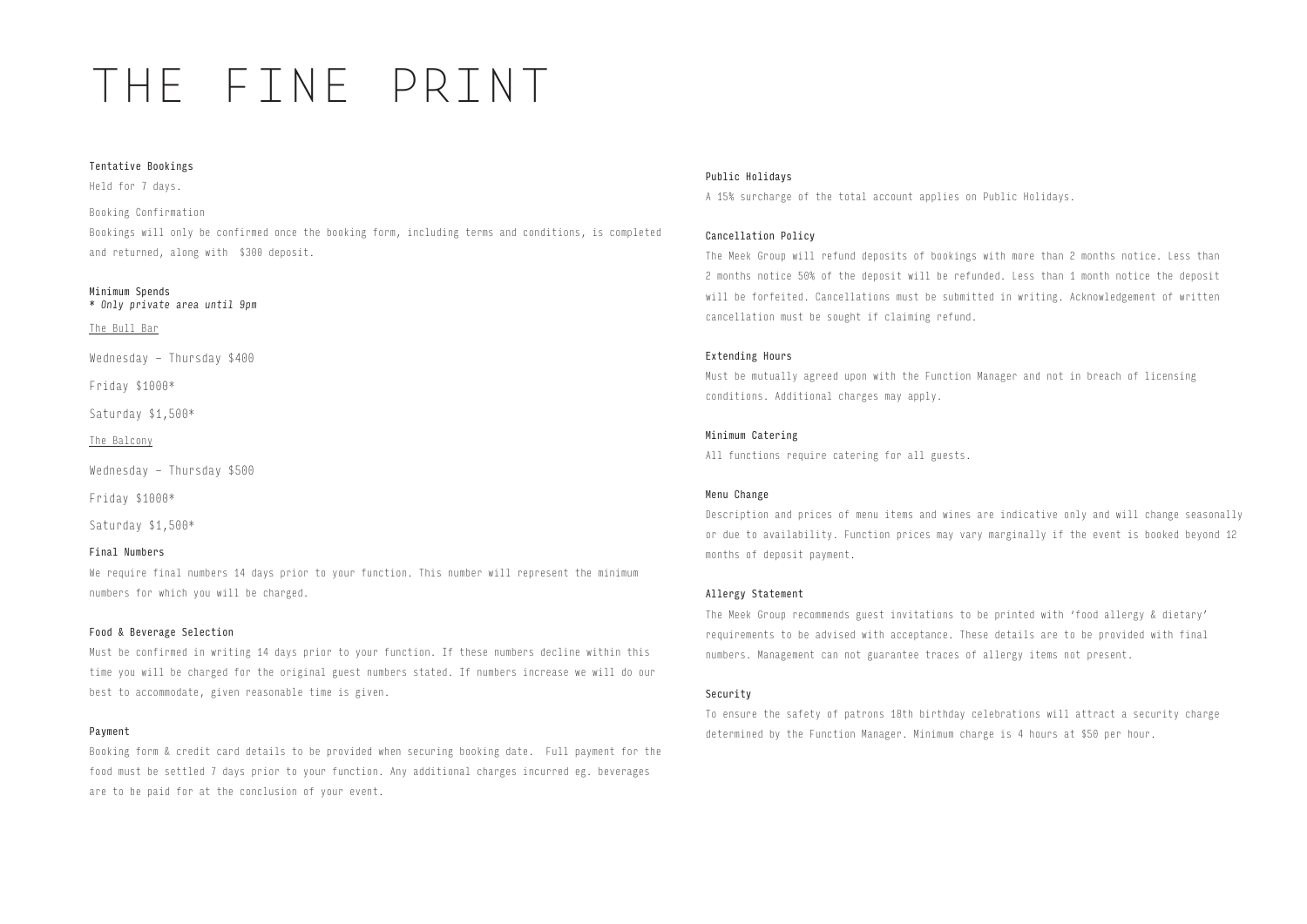# THE FINE PRINT

### Tentative Bookings

Held for 7 days.

Booking Confirmation

Bookings will only be confirmed once the booking form, including terms and conditions, is completed and returned, along with $300 deposit.

### Minimum Spends

*\* Only private area until 9pm*

The Bull Bar

Wednesday – Thursday $400

Friday $1000*

Saturday $1,500*

The Balcony

Wednesday – Thursday $500

Friday $1000*

Saturday $1,500*

### Final Numbers

We require final numbers 14 days prior to your function. This number will represent the minimum numbers for which you will be charged.

### Food & Beverage Selection

Must be confirmed in writing 14 days prior to your function. If these numbers decline within this time you will be charged for the original guest numbers stated. If numbers increase we will do our best to accommodate, given reasonable time is given.

### Payment

Booking form & credit card details to be provided when securing booking date. Full payment for the food must be settled 7 days prior to your function. Any additional charges incurred eg. beverages are to be paid for at the conclusion of your event.

### Public Holidays

A 15% surcharge of the total account applies on Public Holidays.

### Cancellation Policy

The Meek Group will refund deposits of bookings with more than 2 months notice. Less than 2 months notice 50% of the deposit will be refunded. Less than 1 month notice the deposit will be forfeited. Cancellations must be submitted in writing. Acknowledgement of written cancellation must be sought if claiming refund.

### Extending Hours

Must be mutually agreed upon with the Function Manager and not in breach of licensing conditions. Additional charges may apply.

### Minimum Catering

All functions require catering for all guests.

### Menu Change

Description and prices of menu items and wines are indicative only and will change seasonally or due to availability. Function prices may vary marginally if the event is booked beyond 12 months of deposit payment.

### Allergy Statement

The Meek Group recommends guest invitations to be printed with 'food allergy & dietary' requirements to be advised with acceptance. These details are to be provided with final numbers. Management can not guarantee traces of allergy items not present.

### Security

To ensure the safety of patrons 18th birthday celebrations will attract a security charge determined by the Function Manager. Minimum charge is 4 hours at $50 per hour.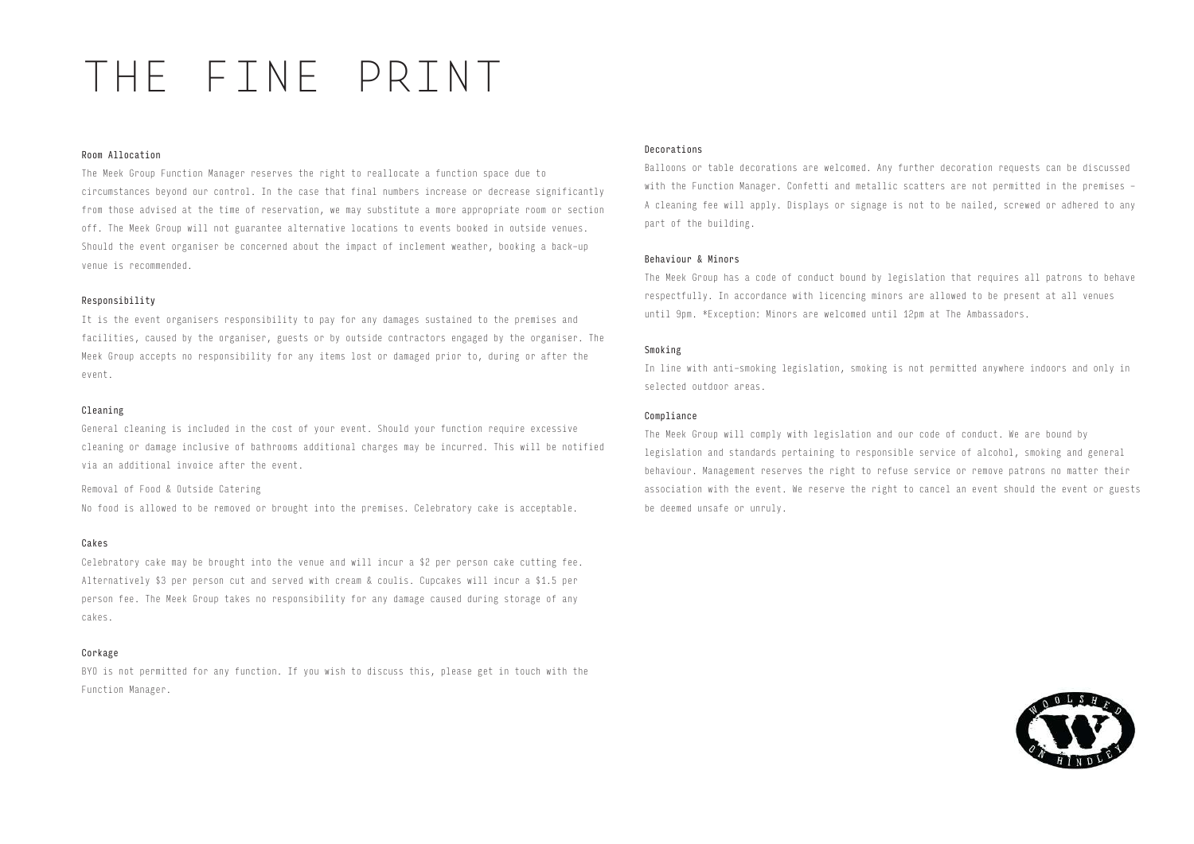# THE FINE PRINT

### Room Allocation

The Meek Group Function Manager reserves the right to reallocate a function space due to circumstances beyond our control. In the case that final numbers increase or decrease significantly from those advised at the time of reservation, we may substitute a more appropriate room or section off. The Meek Group will not guarantee alternative locations to events booked in outside venues. Should the event organiser be concerned about the impact of inclement weather, booking a back-up venue is recommended.

### Responsibility

It is the event organisers responsibility to pay for any damages sustained to the premises and facilities, caused by the organiser, guests or by outside contractors engaged by the organiser. The Meek Group accepts no responsibility for any items lost or damaged prior to, during or after the event.

### Cleaning

General cleaning is included in the cost of your event. Should your function require excessive cleaning or damage inclusive of bathrooms additional charges may be incurred. This will be notified via an additional invoice after the event.

Removal of Food & Outside Catering

No food is allowed to be removed or brought into the premises. Celebratory cake is acceptable.

### Cakes

Celebratory cake may be brought into the venue and will incur a $2 per person cake cutting fee. Alternatively $3 per person cut and served with cream & coulis. Cupcakes will incur a $1.5 per person fee. The Meek Group takes no responsibility for any damage caused during storage of any cakes.

### Corkage

BYO is not permitted for any function. If you wish to discuss this, please get in touch with the Function Manager.

### Decorations

Balloons or table decorations are welcomed. Any further decoration requests can be discussed with the Function Manager. Confetti and metallic scatters are not permitted in the premises – A cleaning fee will apply. Displays or signage is not to be nailed, screwed or adhered to any part of the building.

### Behaviour & Minors

The Meek Group has a code of conduct bound by legislation that requires all patrons to behave respectfully. In accordance with licencing minors are allowed to be present at all venues until 9pm. *Exception: Minors are welcomed until 12pm at The Ambassadors.

### Smoking

In line with anti-smoking legislation, smoking is not permitted anywhere indoors and only in selected outdoor areas.

### Compliance

The Meek Group will comply with legislation and our code of conduct. We are bound by legislation and standards pertaining to responsible service of alcohol, smoking and general behaviour. Management reserves the right to refuse service or remove patrons no matter their association with the event. We reserve the right to cancel an event should the event or guests be deemed unsafe or unruly.

WOOLSHED ON HINDLEY